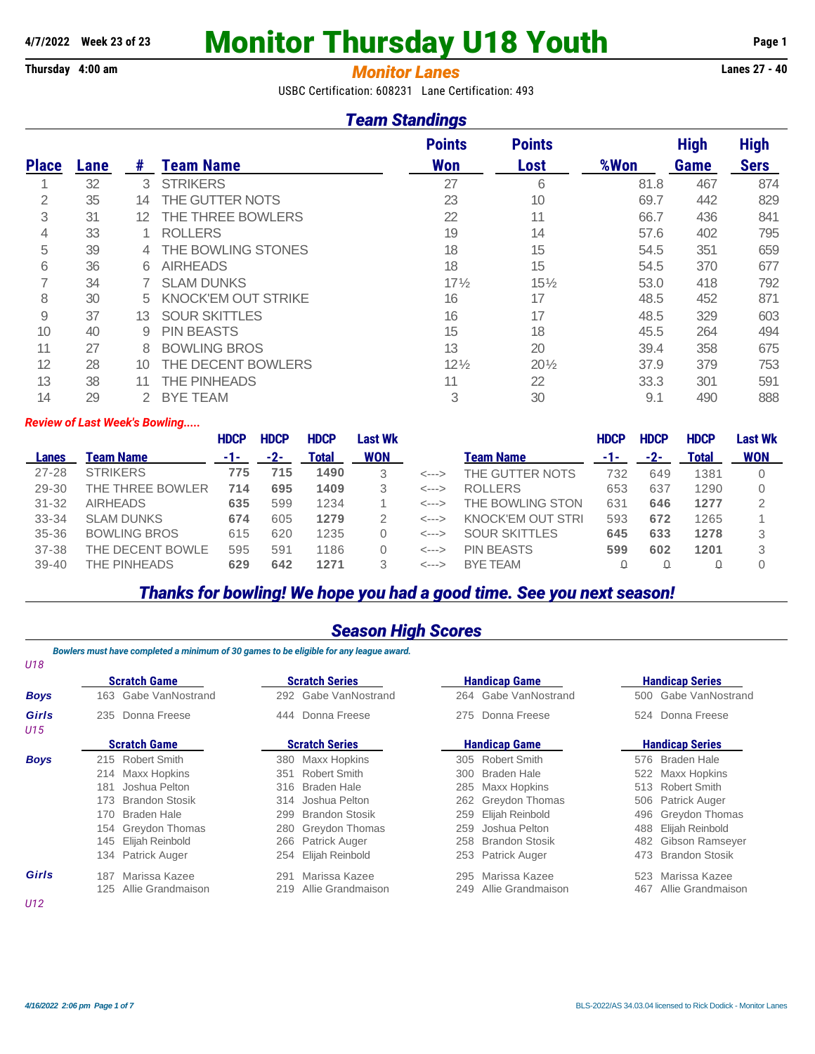**4/7/2022 Week 23 of 23**

# Monitor Thursday U18 Youth

**Thursday 4:00 am** | **Lanes 27 - 40**

## *Monitor Lanes*

USBC Certification: 608231 Lane Certification: 493

## *Team Standings*

| Place | Lane | # | Team Name | Points Won | Points Lost | %Won | High Game | High Sers |
|---|---|---|---|---|---|---|---|---|
| 1 | 32 | 3 | STRIKERS | 27 | 6 | 81.8 | 467 | 874 |
| 2 | 35 | 14 | THE GUTTER NOTS | 23 | 10 | 69.7 | 442 | 829 |
| 3 | 31 | 12 | THE THREE BOWLERS | 22 | 11 | 66.7 | 436 | 841 |
| 4 | 33 | 1 | ROLLERS | 19 | 14 | 57.6 | 402 | 795 |
| 5 | 39 | 4 | THE BOWLING STONES | 18 | 15 | 54.5 | 351 | 659 |
| 6 | 36 | 6 | AIRHEADS | 18 | 15 | 54.5 | 370 | 677 |
| 7 | 34 | 7 | SLAM DUNKS | 17½ | 15½ | 53.0 | 418 | 792 |
| 8 | 30 | 5 | KNOCK'EM OUT STRIKE | 16 | 17 | 48.5 | 452 | 871 |
| 9 | 37 | 13 | SOUR SKITTLES | 16 | 17 | 48.5 | 329 | 603 |
| 10 | 40 | 9 | PIN BEASTS | 15 | 18 | 45.5 | 264 | 494 |
| 11 | 27 | 8 | BOWLING BROS | 13 | 20 | 39.4 | 358 | 675 |
| 12 | 28 | 10 | THE DECENT BOWLERS | 12½ | 20½ | 37.9 | 379 | 753 |
| 13 | 38 | 11 | THE PINHEADS | 11 | 22 | 33.3 | 301 | 591 |
| 14 | 29 | 2 | BYE TEAM | 3 | 30 | 9.1 | 490 | 888 |

***Review of Last Week's Bowling.....***

| Lanes | Team Name | HDCP -1- | HDCP -2- | HDCP Total | Last Wk WON | | Team Name | HDCP -1- | HDCP -2- | HDCP Total | Last Wk WON |
|---|---|---|---|---|---|---|---|---|---|---|---|
| 27-28 | STRIKERS | **775** | **715** | **1490** | 3 | <---> | THE GUTTER NOTS | 732 | 649 | 1381 | 0 |
| 29-30 | THE THREE BOWLER | **714** | **695** | **1409** | 3 | <---> | ROLLERS | 653 | 637 | 1290 | 0 |
| 31-32 | AIRHEADS | **635** | 599 | 1234 | 1 | <---> | THE BOWLING STON | 631 | **646** | **1277** | 2 |
| 33-34 | SLAM DUNKS | **674** | 605 | **1279** | 2 | <---> | KNOCK'EM OUT STRI | 593 | **672** | 1265 | 1 |
| 35-36 | BOWLING BROS | 615 | 620 | 1235 | 0 | <---> | SOUR SKITTLES | **645** | **633** | **1278** | 3 |
| 37-38 | THE DECENT BOWLE | 595 | 591 | 1186 | 0 | <---> | PIN BEASTS | **599** | **602** | **1201** | 3 |
| 39-40 | THE PINHEADS | **629** | **642** | **1271** | 3 | <---> | BYE TEAM | 0 | 0 | 0 | 0 |

## *Thanks for bowling! We hope you had a good time. See you next season!*

## *Season High Scores*

*Bowlers must have completed a minimum of 30 games to be eligible for any league award.*

*U18*

| | Scratch Game | Scratch Series | Handicap Game | Handicap Series |
|---|---|---|---|---|
| **Boys** | 163 Gabe VanNostrand | 292 Gabe VanNostrand | 264 Gabe VanNostrand | 500 Gabe VanNostrand |
| **Girls** | 235 Donna Freese | 444 Donna Freese | 275 Donna Freese | 524 Donna Freese |

*U15*

| | Scratch Game | Scratch Series | Handicap Game | Handicap Series |
|---|---|---|---|---|
| **Boys** | 215 Robert Smith | 380 Maxx Hopkins | 305 Robert Smith | 576 Braden Hale |
| | 214 Maxx Hopkins | 351 Robert Smith | 300 Braden Hale | 522 Maxx Hopkins |
| | 181 Joshua Pelton | 316 Braden Hale | 285 Maxx Hopkins | 513 Robert Smith |
| | 173 Brandon Stosik | 314 Joshua Pelton | 262 Greydon Thomas | 506 Patrick Auger |
| | 170 Braden Hale | 299 Brandon Stosik | 259 Elijah Reinbold | 496 Greydon Thomas |
| | 154 Greydon Thomas | 280 Greydon Thomas | 259 Joshua Pelton | 488 Elijah Reinbold |
| | 145 Elijah Reinbold | 266 Patrick Auger | 258 Brandon Stosik | 482 Gibson Ramseyer |
| | 134 Patrick Auger | 254 Elijah Reinbold | 253 Patrick Auger | 473 Brandon Stosik |
| **Girls** | 187 Marissa Kazee | 291 Marissa Kazee | 295 Marissa Kazee | 523 Marissa Kazee |
| | 125 Allie Grandmaison | 219 Allie Grandmaison | 249 Allie Grandmaison | 467 Allie Grandmaison |

*U12*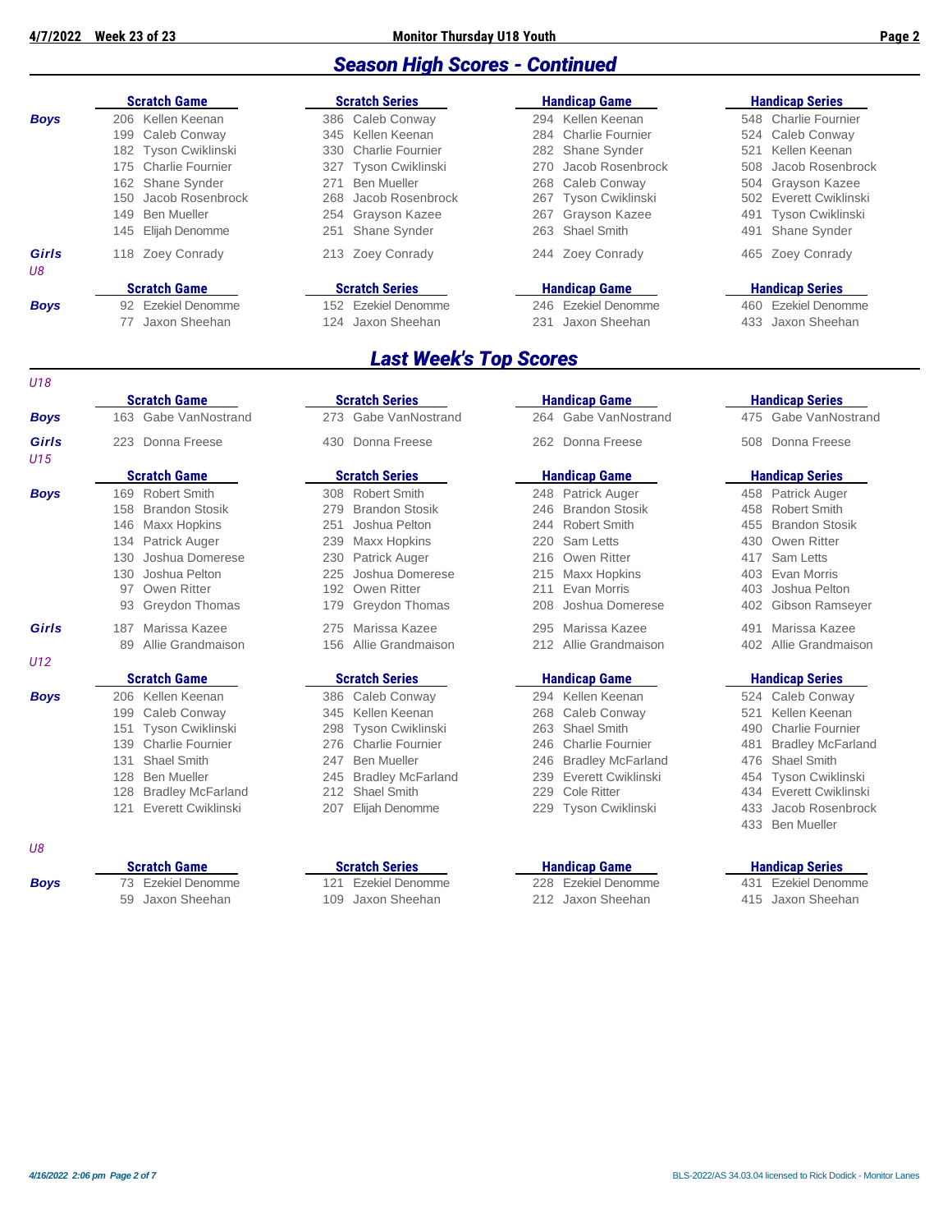## Season High Scores - Continued

**Boys**

| Scratch Game | Scratch Series | Handicap Game | Handicap Series |
|---|---|---|---|
| 206 Kellen Keenan | 386 Caleb Conway | 294 Kellen Keenan | 548 Charlie Fournier |
| 199 Caleb Conway | 345 Kellen Keenan | 284 Charlie Fournier | 524 Caleb Conway |
| 182 Tyson Cwiklinski | 330 Charlie Fournier | 282 Shane Synder | 521 Kellen Keenan |
| 175 Charlie Fournier | 327 Tyson Cwiklinski | 270 Jacob Rosenbrock | 508 Jacob Rosenbrock |
| 162 Shane Synder | 271 Ben Mueller | 268 Caleb Conway | 504 Grayson Kazee |
| 150 Jacob Rosenbrock | 268 Jacob Rosenbrock | 267 Tyson Cwiklinski | 502 Everett Cwiklinski |
| 149 Ben Mueller | 254 Grayson Kazee | 267 Grayson Kazee | 491 Tyson Cwiklinski |
| 145 Elijah Denomme | 251 Shane Synder | 263 Shael Smith | 491 Shane Synder |

**Girls**

| Scratch Game | Scratch Series | Handicap Game | Handicap Series |
|---|---|---|---|
| 118 Zoey Conrady | 213 Zoey Conrady | 244 Zoey Conrady | 465 Zoey Conrady |

*U8*

**Boys**

| Scratch Game | Scratch Series | Handicap Game | Handicap Series |
|---|---|---|---|
| 92 Ezekiel Denomme | 152 Ezekiel Denomme | 246 Ezekiel Denomme | 460 Ezekiel Denomme |
| 77 Jaxon Sheehan | 124 Jaxon Sheehan | 231 Jaxon Sheehan | 433 Jaxon Sheehan |

## Last Week's Top Scores

*U18*

| | Scratch Game | Scratch Series | Handicap Game | Handicap Series |
|---|---|---|---|---|
| **Boys** | 163 Gabe VanNostrand | 273 Gabe VanNostrand | 264 Gabe VanNostrand | 475 Gabe VanNostrand |
| **Girls** | 223 Donna Freese | 430 Donna Freese | 262 Donna Freese | 508 Donna Freese |

*U15*

**Boys**

| Scratch Game | Scratch Series | Handicap Game | Handicap Series |
|---|---|---|---|
| 169 Robert Smith | 308 Robert Smith | 248 Patrick Auger | 458 Patrick Auger |
| 158 Brandon Stosik | 279 Brandon Stosik | 246 Brandon Stosik | 458 Robert Smith |
| 146 Maxx Hopkins | 251 Joshua Pelton | 244 Robert Smith | 455 Brandon Stosik |
| 134 Patrick Auger | 239 Maxx Hopkins | 220 Sam Letts | 430 Owen Ritter |
| 130 Joshua Domerese | 230 Patrick Auger | 216 Owen Ritter | 417 Sam Letts |
| 130 Joshua Pelton | 225 Joshua Domerese | 215 Maxx Hopkins | 403 Evan Morris |
| 97 Owen Ritter | 192 Owen Ritter | 211 Evan Morris | 403 Joshua Pelton |
| 93 Greydon Thomas | 179 Greydon Thomas | 208 Joshua Domerese | 402 Gibson Ramseyer |

**Girls**

| Scratch Game | Scratch Series | Handicap Game | Handicap Series |
|---|---|---|---|
| 187 Marissa Kazee | 275 Marissa Kazee | 295 Marissa Kazee | 491 Marissa Kazee |
| 89 Allie Grandmaison | 156 Allie Grandmaison | 212 Allie Grandmaison | 402 Allie Grandmaison |

*U12*

**Boys**

| Scratch Game | Scratch Series | Handicap Game | Handicap Series |
|---|---|---|---|
| 206 Kellen Keenan | 386 Caleb Conway | 294 Kellen Keenan | 524 Caleb Conway |
| 199 Caleb Conway | 345 Kellen Keenan | 268 Caleb Conway | 521 Kellen Keenan |
| 151 Tyson Cwiklinski | 298 Tyson Cwiklinski | 263 Shael Smith | 490 Charlie Fournier |
| 139 Charlie Fournier | 276 Charlie Fournier | 246 Charlie Fournier | 481 Bradley McFarland |
| 131 Shael Smith | 247 Ben Mueller | 246 Bradley McFarland | 476 Shael Smith |
| 128 Ben Mueller | 245 Bradley McFarland | 239 Everett Cwiklinski | 454 Tyson Cwiklinski |
| 128 Bradley McFarland | 212 Shael Smith | 229 Cole Ritter | 434 Everett Cwiklinski |
| 121 Everett Cwiklinski | 207 Elijah Denomme | 229 Tyson Cwiklinski | 433 Jacob Rosenbrock |
| | | | 433 Ben Mueller |

*U8*

**Boys**

| Scratch Game | Scratch Series | Handicap Game | Handicap Series |
|---|---|---|---|
| 73 Ezekiel Denomme | 121 Ezekiel Denomme | 228 Ezekiel Denomme | 431 Ezekiel Denomme |
| 59 Jaxon Sheehan | 109 Jaxon Sheehan | 212 Jaxon Sheehan | 415 Jaxon Sheehan |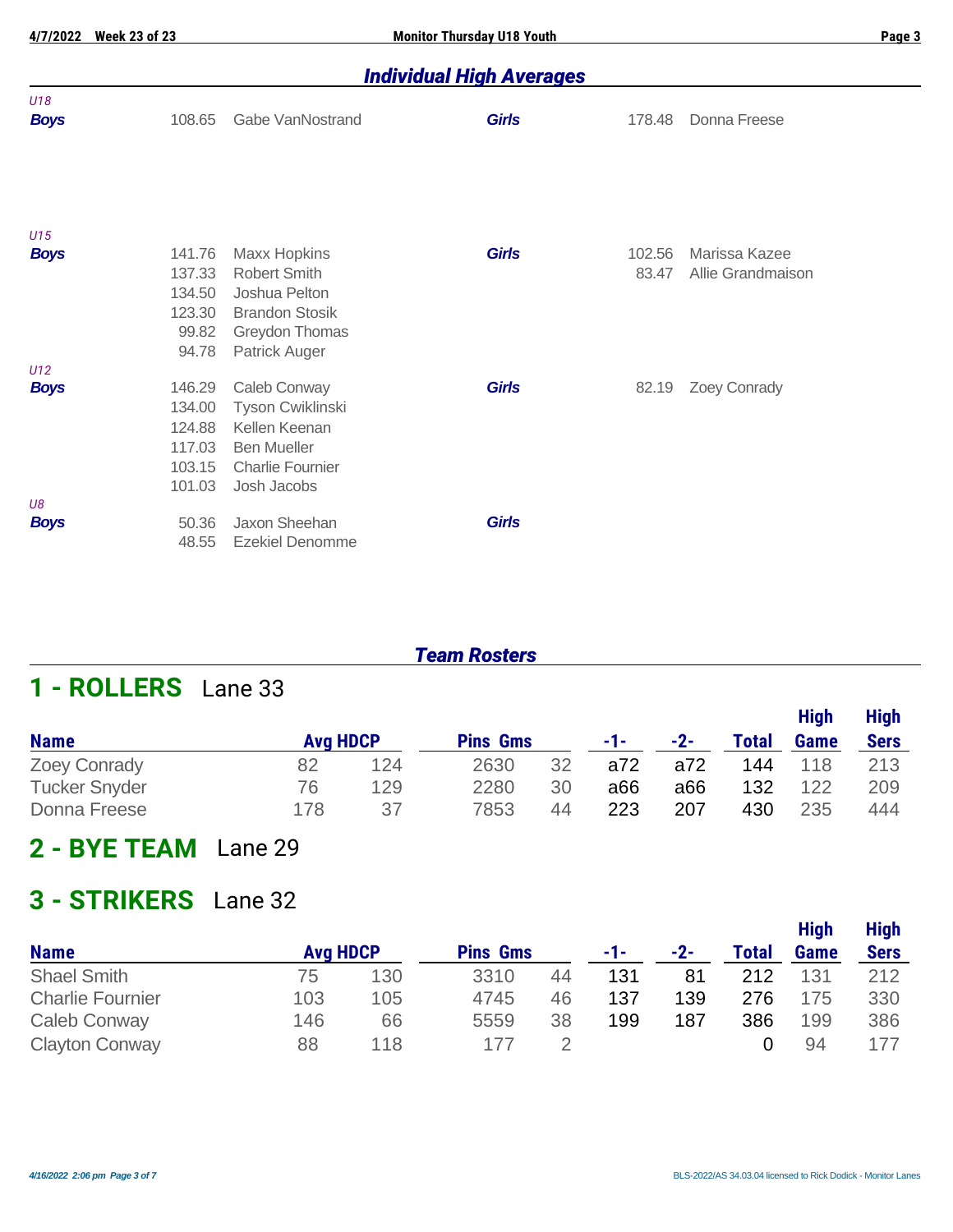## *Individual High Averages*

*U18*

| | | | | | |
|---|---|---|---|---|---|
| ***Boys*** | 108.65 | Gabe VanNostrand | ***Girls*** | 178.48 | Donna Freese |

*U15*

| | | | | | |
|---|---|---|---|---|---|
| ***Boys*** | 141.76 | Maxx Hopkins | ***Girls*** | 102.56 | Marissa Kazee |
| | 137.33 | Robert Smith | | 83.47 | Allie Grandmaison |
| | 134.50 | Joshua Pelton | | | |
| | 123.30 | Brandon Stosik | | | |
| | 99.82 | Greydon Thomas | | | |
| | 94.78 | Patrick Auger | | | |

*U12*

| | | | | | |
|---|---|---|---|---|---|
| ***Boys*** | 146.29 | Caleb Conway | ***Girls*** | 82.19 | Zoey Conrady |
| | 134.00 | Tyson Cwiklinski | | | |
| | 124.88 | Kellen Keenan | | | |
| | 117.03 | Ben Mueller | | | |
| | 103.15 | Charlie Fournier | | | |
| | 101.03 | Josh Jacobs | | | |

*U8*

| | | | | | |
|---|---|---|---|---|---|
| ***Boys*** | 50.36 | Jaxon Sheehan | ***Girls*** | | |
| | 48.55 | Ezekiel Denomme | | | |

## *Team Rosters*

# 1 - ROLLERS Lane 33

| Name | Avg | HDCP | Pins | Gms | -1- | -2- | Total | High Game | High Sers |
|---|---|---|---|---|---|---|---|---|---|
| Zoey Conrady | 82 | 124 | 2630 | 32 | a72 | a72 | 144 | 118 | 213 |
| Tucker Snyder | 76 | 129 | 2280 | 30 | a66 | a66 | 132 | 122 | 209 |
| Donna Freese | 178 | 37 | 7853 | 44 | 223 | 207 | 430 | 235 | 444 |

# 2 - BYE TEAM Lane 29

# 3 - STRIKERS Lane 32

| Name | Avg | HDCP | Pins | Gms | -1- | -2- | Total | High Game | High Sers |
|---|---|---|---|---|---|---|---|---|---|
| Shael Smith | 75 | 130 | 3310 | 44 | 131 | 81 | 212 | 131 | 212 |
| Charlie Fournier | 103 | 105 | 4745 | 46 | 137 | 139 | 276 | 175 | 330 |
| Caleb Conway | 146 | 66 | 5559 | 38 | 199 | 187 | 386 | 199 | 386 |
| Clayton Conway | 88 | 118 | 177 | 2 | | | 0 | 94 | 177 |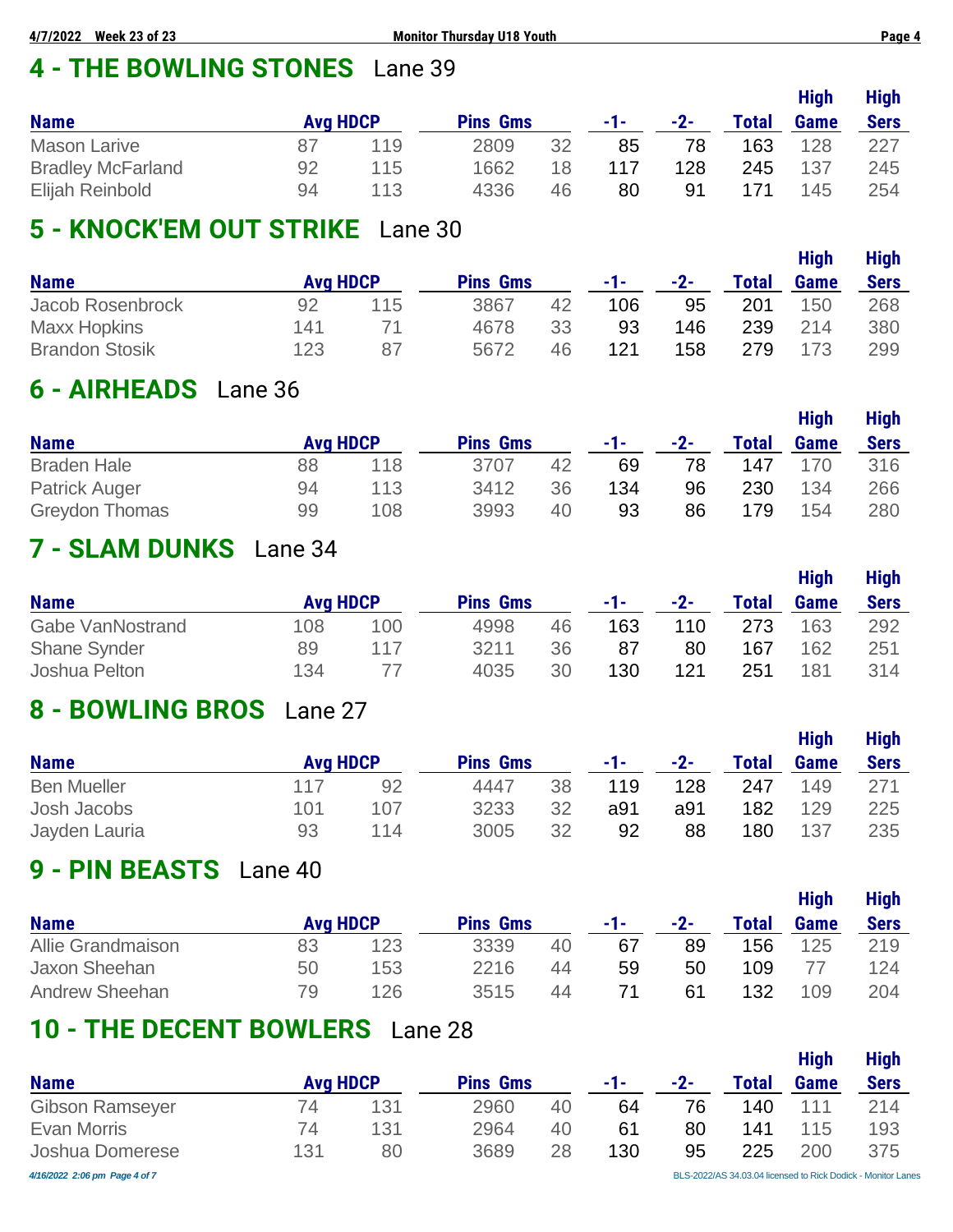## 4 - THE BOWLING STONES Lane 39

| Name | Avg | HDCP | Pins | Gms | -1- | -2- | Total | High Game | High Sers |
|---|---|---|---|---|---|---|---|---|---|
| Mason Larive | 87 | 119 | 2809 | 32 | 85 | 78 | 163 | 128 | 227 |
| Bradley McFarland | 92 | 115 | 1662 | 18 | 117 | 128 | 245 | 137 | 245 |
| Elijah Reinbold | 94 | 113 | 4336 | 46 | 80 | 91 | 171 | 145 | 254 |

## 5 - KNOCK'EM OUT STRIKE Lane 30

| Name | Avg | HDCP | Pins | Gms | -1- | -2- | Total | High Game | High Sers |
|---|---|---|---|---|---|---|---|---|---|
| Jacob Rosenbrock | 92 | 115 | 3867 | 42 | 106 | 95 | 201 | 150 | 268 |
| Maxx Hopkins | 141 | 71 | 4678 | 33 | 93 | 146 | 239 | 214 | 380 |
| Brandon Stosik | 123 | 87 | 5672 | 46 | 121 | 158 | 279 | 173 | 299 |

## 6 - AIRHEADS Lane 36

| Name | Avg | HDCP | Pins | Gms | -1- | -2- | Total | High Game | High Sers |
|---|---|---|---|---|---|---|---|---|---|
| Braden Hale | 88 | 118 | 3707 | 42 | 69 | 78 | 147 | 170 | 316 |
| Patrick Auger | 94 | 113 | 3412 | 36 | 134 | 96 | 230 | 134 | 266 |
| Greydon Thomas | 99 | 108 | 3993 | 40 | 93 | 86 | 179 | 154 | 280 |

## 7 - SLAM DUNKS Lane 34

| Name | Avg | HDCP | Pins | Gms | -1- | -2- | Total | High Game | High Sers |
|---|---|---|---|---|---|---|---|---|---|
| Gabe VanNostrand | 108 | 100 | 4998 | 46 | 163 | 110 | 273 | 163 | 292 |
| Shane Synder | 89 | 117 | 3211 | 36 | 87 | 80 | 167 | 162 | 251 |
| Joshua Pelton | 134 | 77 | 4035 | 30 | 130 | 121 | 251 | 181 | 314 |

## 8 - BOWLING BROS Lane 27

| Name | Avg | HDCP | Pins | Gms | -1- | -2- | Total | High Game | High Sers |
|---|---|---|---|---|---|---|---|---|---|
| Ben Mueller | 117 | 92 | 4447 | 38 | 119 | 128 | 247 | 149 | 271 |
| Josh Jacobs | 101 | 107 | 3233 | 32 | a91 | a91 | 182 | 129 | 225 |
| Jayden Lauria | 93 | 114 | 3005 | 32 | 92 | 88 | 180 | 137 | 235 |

## 9 - PIN BEASTS Lane 40

| Name | Avg | HDCP | Pins | Gms | -1- | -2- | Total | High Game | High Sers |
|---|---|---|---|---|---|---|---|---|---|
| Allie Grandmaison | 83 | 123 | 3339 | 40 | 67 | 89 | 156 | 125 | 219 |
| Jaxon Sheehan | 50 | 153 | 2216 | 44 | 59 | 50 | 109 | 77 | 124 |
| Andrew Sheehan | 79 | 126 | 3515 | 44 | 71 | 61 | 132 | 109 | 204 |

## 10 - THE DECENT BOWLERS Lane 28

| Name | Avg | HDCP | Pins | Gms | -1- | -2- | Total | High Game | High Sers |
|---|---|---|---|---|---|---|---|---|---|
| Gibson Ramseyer | 74 | 131 | 2960 | 40 | 64 | 76 | 140 | 111 | 214 |
| Evan Morris | 74 | 131 | 2964 | 40 | 61 | 80 | 141 | 115 | 193 |
| Joshua Domerese | 131 | 80 | 3689 | 28 | 130 | 95 | 225 | 200 | 375 |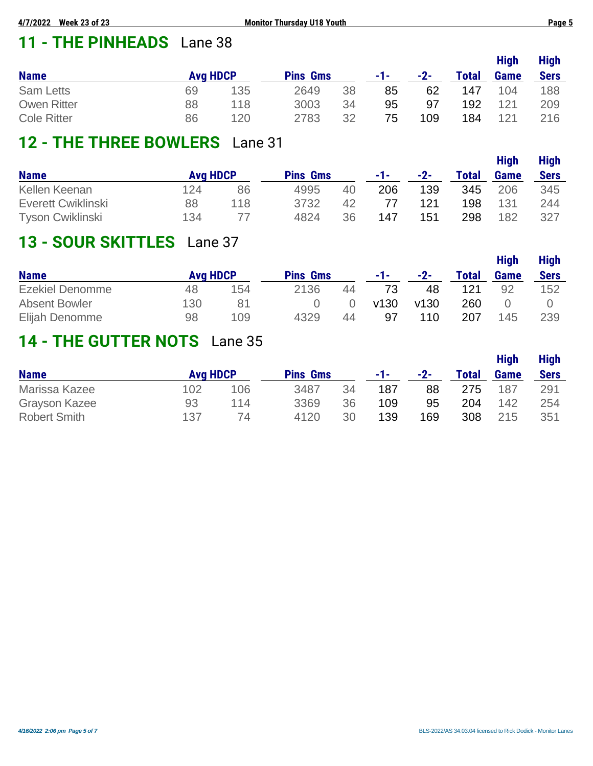## 11 - THE PINHEADS Lane 38

| Name | Avg | HDCP | Pins | Gms | -1- | -2- | Total | High Game | High Sers |
|---|---|---|---|---|---|---|---|---|---|
| Sam Letts | 69 | 135 | 2649 | 38 | 85 | 62 | 147 | 104 | 188 |
| Owen Ritter | 88 | 118 | 3003 | 34 | 95 | 97 | 192 | 121 | 209 |
| Cole Ritter | 86 | 120 | 2783 | 32 | 75 | 109 | 184 | 121 | 216 |

## 12 - THE THREE BOWLERS Lane 31

| Name | Avg | HDCP | Pins | Gms | -1- | -2- | Total | High Game | High Sers |
|---|---|---|---|---|---|---|---|---|---|
| Kellen Keenan | 124 | 86 | 4995 | 40 | 206 | 139 | 345 | 206 | 345 |
| Everett Cwiklinski | 88 | 118 | 3732 | 42 | 77 | 121 | 198 | 131 | 244 |
| Tyson Cwiklinski | 134 | 77 | 4824 | 36 | 147 | 151 | 298 | 182 | 327 |

## 13 - SOUR SKITTLES Lane 37

| Name | Avg | HDCP | Pins | Gms | -1- | -2- | Total | High Game | High Sers |
|---|---|---|---|---|---|---|---|---|---|
| Ezekiel Denomme | 48 | 154 | 2136 | 44 | 73 | 48 | 121 | 92 | 152 |
| Absent Bowler | 130 | 81 | 0 | 0 | v130 | v130 | 260 | 0 | 0 |
| Elijah Denomme | 98 | 109 | 4329 | 44 | 97 | 110 | 207 | 145 | 239 |

## 14 - THE GUTTER NOTS Lane 35

| Name | Avg | HDCP | Pins | Gms | -1- | -2- | Total | High Game | High Sers |
|---|---|---|---|---|---|---|---|---|---|
| Marissa Kazee | 102 | 106 | 3487 | 34 | 187 | 88 | 275 | 187 | 291 |
| Grayson Kazee | 93 | 114 | 3369 | 36 | 109 | 95 | 204 | 142 | 254 |
| Robert Smith | 137 | 74 | 4120 | 30 | 139 | 169 | 308 | 215 | 351 |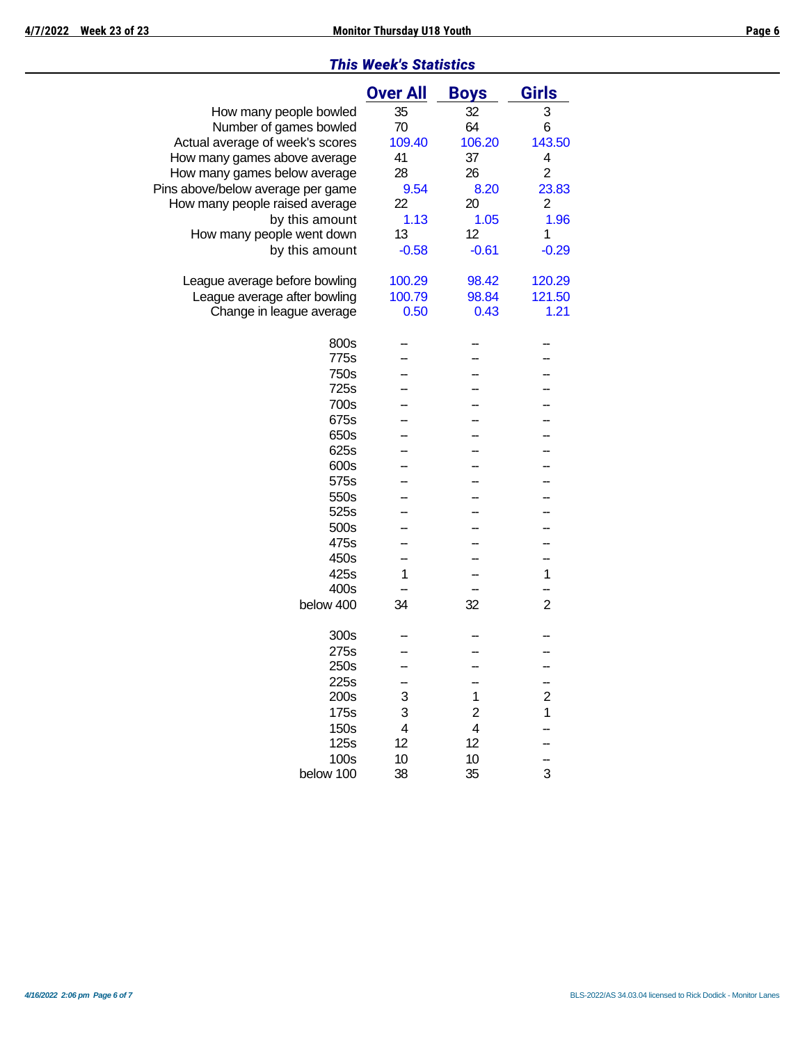## *This Week's Statistics*

| | Over All | Boys | Girls |
|---|---|---|---|
| How many people bowled | 35 | 32 | 3 |
| Number of games bowled | 70 | 64 | 6 |
| Actual average of week's scores | 109.40 | 106.20 | 143.50 |
| How many games above average | 41 | 37 | 4 |
| How many games below average | 28 | 26 | 2 |
| Pins above/below average per game | 9.54 | 8.20 | 23.83 |
| How many people raised average | 22 | 20 | 2 |
| by this amount | 1.13 | 1.05 | 1.96 |
| How many people went down | 13 | 12 | 1 |
| by this amount | -0.58 | -0.61 | -0.29 |
| | | | |
| League average before bowling | 100.29 | 98.42 | 120.29 |
| League average after bowling | 100.79 | 98.84 | 121.50 |
| Change in league average | 0.50 | 0.43 | 1.21 |
| | | | |
| 800s | -- | -- | -- |
| 775s | -- | -- | -- |
| 750s | -- | -- | -- |
| 725s | -- | -- | -- |
| 700s | -- | -- | -- |
| 675s | -- | -- | -- |
| 650s | -- | -- | -- |
| 625s | -- | -- | -- |
| 600s | -- | -- | -- |
| 575s | -- | -- | -- |
| 550s | -- | -- | -- |
| 525s | -- | -- | -- |
| 500s | -- | -- | -- |
| 475s | -- | -- | -- |
| 450s | -- | -- | -- |
| 425s | 1 | -- | 1 |
| 400s | -- | -- | -- |
| below 400 | 34 | 32 | 2 |
| | | | |
| 300s | -- | -- | -- |
| 275s | -- | -- | -- |
| 250s | -- | -- | -- |
| 225s | -- | -- | -- |
| 200s | 3 | 1 | 2 |
| 175s | 3 | 2 | 1 |
| 150s | 4 | 4 | -- |
| 125s | 12 | 12 | -- |
| 100s | 10 | 10 | -- |
| below 100 | 38 | 35 | 3 |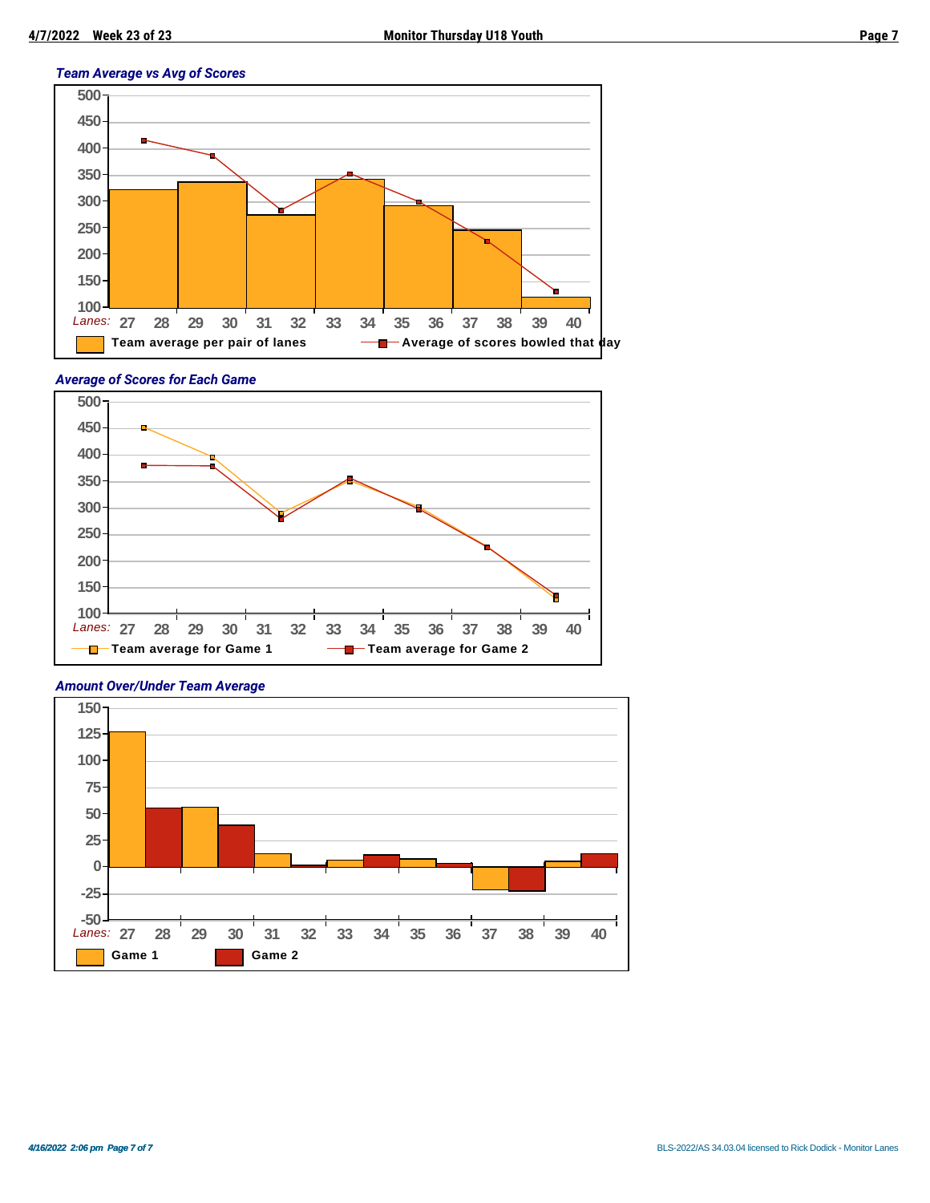*Team Average vs Avg of Scores*

500
450
400
350
300
250
200
150
100

Lanes: 27 28 29 30 31 32 33 34 35 36 37 38 39 40

Team average per pair of lanes

Average of scores bowled that day

*Average of Scores for Each Game*

500
450
400
350
300
250
200
150
100

Lanes: 27 28 29 30 31 32 33 34 35 36 37 38 39 40

Team average for Game 1

Team average for Game 2

*Amount Over/Under Team Average*

150
125
100
75
50
25
0
-25
-50

Lanes: 27 28 29 30 31 32 33 34 35 36 37 38 39 40

Game 1

Game 2